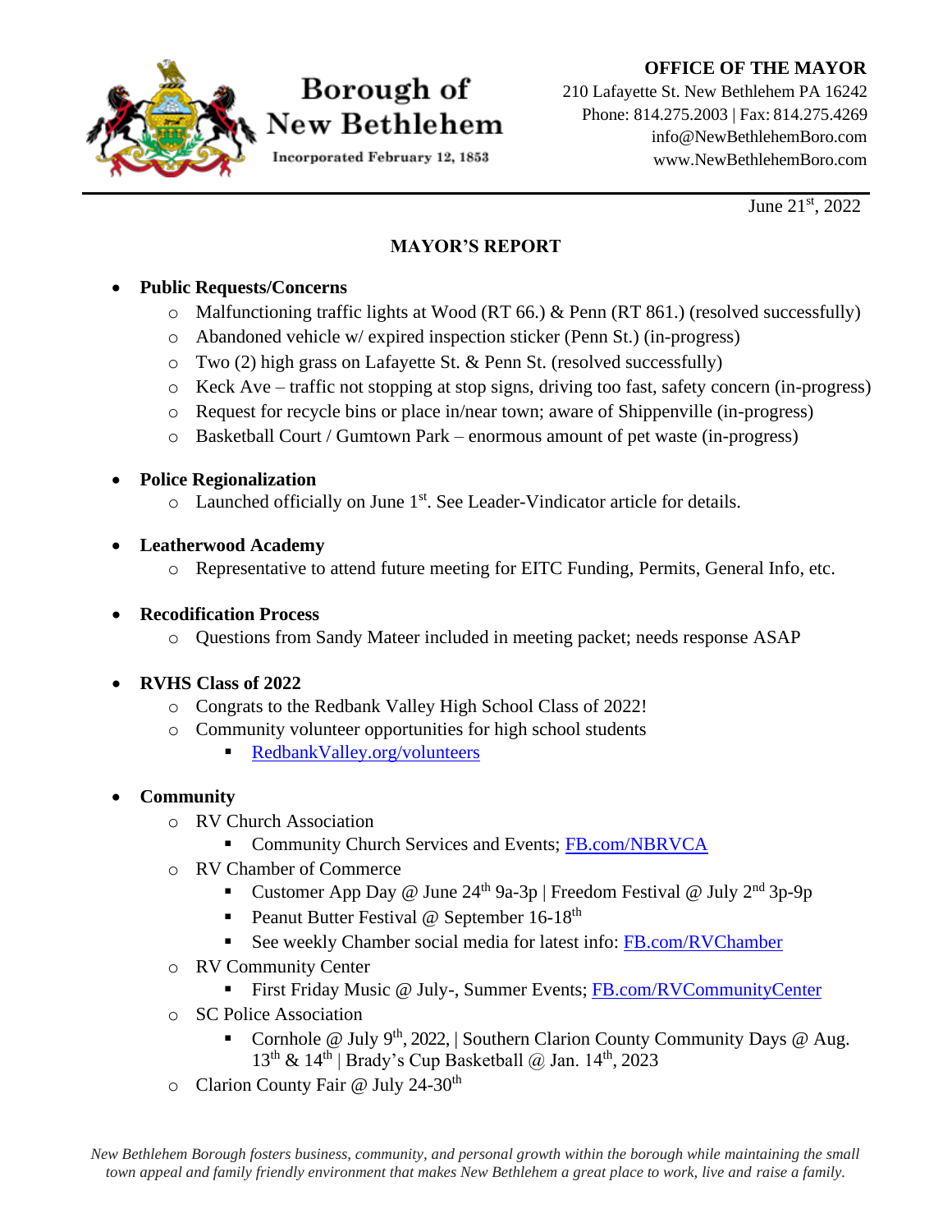Borough of New Bethlehem

Incorporated February 12, 1853

**OFFICE OF THE MAYOR**

210 Lafayette St. New Bethlehem PA 16242

Phone: 814.275.2003 | Fax: 814.275.4269

info@NewBethlehemBoro.com

www.NewBethlehemBoro.com

June 21st, 2022

## MAYOR'S REPORT

- **Public Requests/Concerns**
  - Malfunctioning traffic lights at Wood (RT 66.) & Penn (RT 861.) (resolved successfully)
  - Abandoned vehicle w/ expired inspection sticker (Penn St.) (in-progress)
  - Two (2) high grass on Lafayette St. & Penn St. (resolved successfully)
  - Keck Ave – traffic not stopping at stop signs, driving too fast, safety concern (in-progress)
  - Request for recycle bins or place in/near town; aware of Shippenville (in-progress)
  - Basketball Court / Gumtown Park – enormous amount of pet waste (in-progress)

- **Police Regionalization**
  - Launched officially on June 1st. See Leader-Vindicator article for details.

- **Leatherwood Academy**
  - Representative to attend future meeting for EITC Funding, Permits, General Info, etc.

- **Recodification Process**
  - Questions from Sandy Mateer included in meeting packet; needs response ASAP

- **RVHS Class of 2022**
  - Congrats to the Redbank Valley High School Class of 2022!
  - Community volunteer opportunities for high school students
    - RedbankValley.org/volunteers

- **Community**
  - RV Church Association
    - Community Church Services and Events; FB.com/NBRVCA
  - RV Chamber of Commerce
    - Customer App Day @ June 24th 9a-3p | Freedom Festival @ July 2nd 3p-9p
    - Peanut Butter Festival @ September 16-18th
    - See weekly Chamber social media for latest info: FB.com/RVChamber
  - RV Community Center
    - First Friday Music @ July-, Summer Events; FB.com/RVCommunityCenter
  - SC Police Association
    - Cornhole @ July 9th, 2022, | Southern Clarion County Community Days @ Aug. 13th & 14th | Brady's Cup Basketball @ Jan. 14th, 2023
  - Clarion County Fair @ July 24-30th

*New Bethlehem Borough fosters business, community, and personal growth within the borough while maintaining the small town appeal and family friendly environment that makes New Bethlehem a great place to work, live and raise a family.*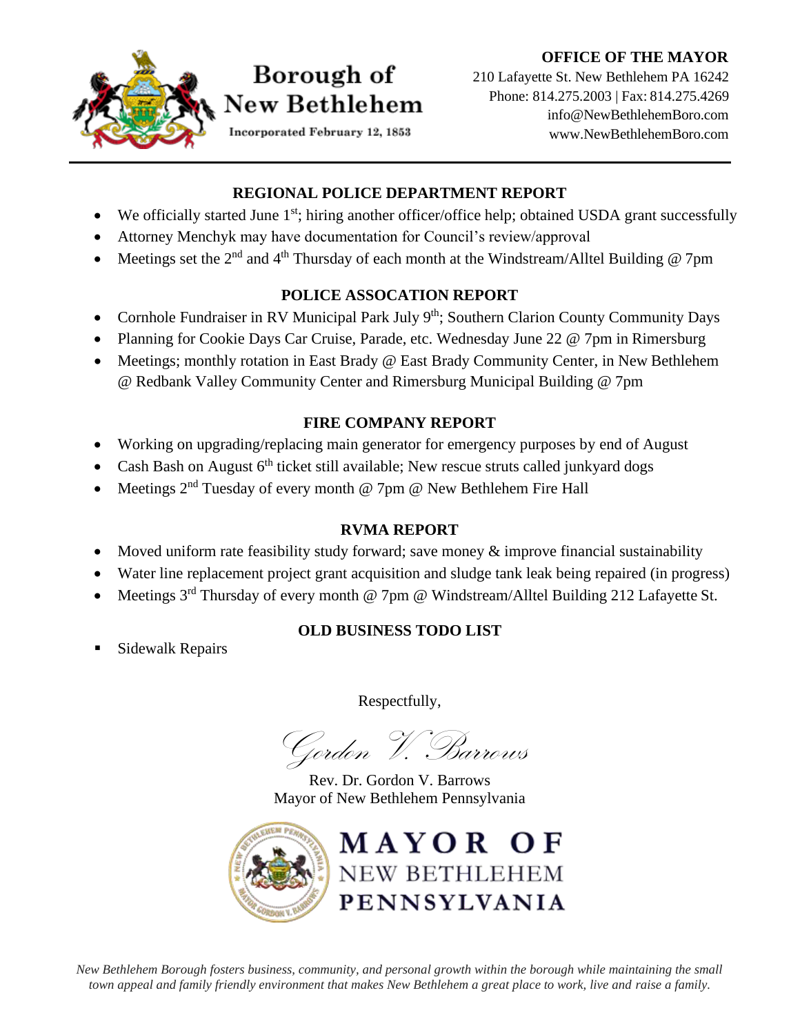**Borough of New Bethlehem**

Incorporated February 12, 1853

**OFFICE OF THE MAYOR**

210 Lafayette St. New Bethlehem PA 16242
Phone: 814.275.2003 | Fax: 814.275.4269
info@NewBethlehemBoro.com
www.NewBethlehemBoro.com

## REGIONAL POLICE DEPARTMENT REPORT

- We officially started June 1st; hiring another officer/office help; obtained USDA grant successfully
- Attorney Menchyk may have documentation for Council's review/approval
- Meetings set the 2nd and 4th Thursday of each month at the Windstream/Alltel Building @ 7pm

## POLICE ASSOCATION REPORT

- Cornhole Fundraiser in RV Municipal Park July 9th; Southern Clarion County Community Days
- Planning for Cookie Days Car Cruise, Parade, etc. Wednesday June 22 @ 7pm in Rimersburg
- Meetings; monthly rotation in East Brady @ East Brady Community Center, in New Bethlehem @ Redbank Valley Community Center and Rimersburg Municipal Building @ 7pm

## FIRE COMPANY REPORT

- Working on upgrading/replacing main generator for emergency purposes by end of August
- Cash Bash on August 6th ticket still available; New rescue struts called junkyard dogs
- Meetings 2nd Tuesday of every month @ 7pm @ New Bethlehem Fire Hall

## RVMA REPORT

- Moved uniform rate feasibility study forward; save money & improve financial sustainability
- Water line replacement project grant acquisition and sludge tank leak being repaired (in progress)
- Meetings 3rd Thursday of every month @ 7pm @ Windstream/Alltel Building 212 Lafayette St.

## OLD BUSINESS TODO LIST

- Sidewalk Repairs

Respectfully,

*Gordon V. Barrows*

Rev. Dr. Gordon V. Barrows
Mayor of New Bethlehem Pennsylvania

**MAYOR OF**
NEW BETHLEHEM
**PENNSYLVANIA**

*New Bethlehem Borough fosters business, community, and personal growth within the borough while maintaining the small town appeal and family friendly environment that makes New Bethlehem a great place to work, live and raise a family.*